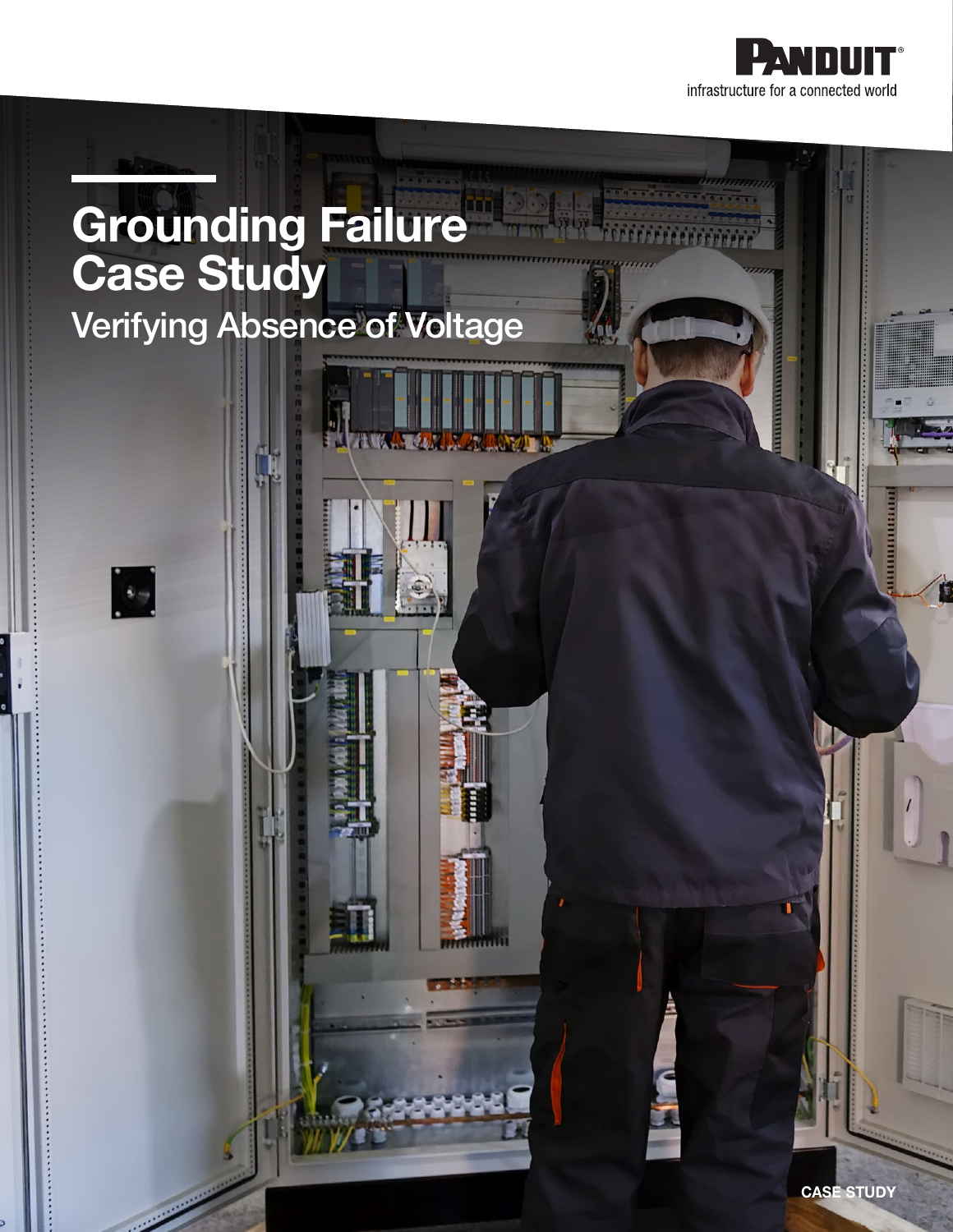# Grounding Failure Case Study

## Verifying Absence of Voltage

CASE STUDY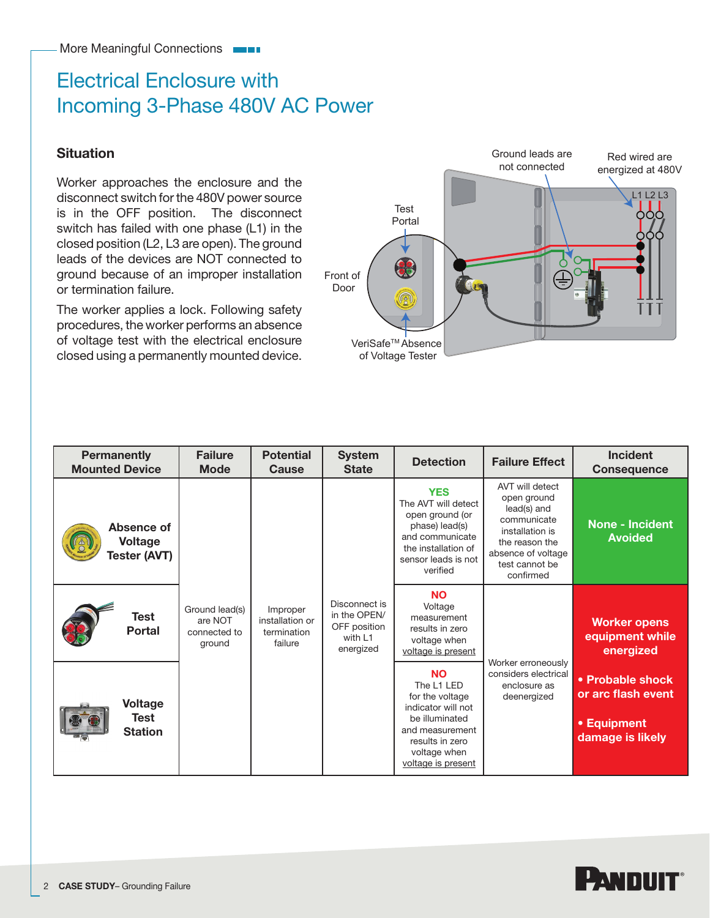More Meaningful Connections

# Electrical Enclosure with Incoming 3-Phase 480V AC Power

### Situation

Worker approaches the enclosure and the disconnect switch for the 480V power source is in the OFF position. The disconnect switch has failed with one phase (L1) in the closed position (L2, L3 are open). The ground leads of the devices are NOT connected to ground because of an improper installation or termination failure.

The worker applies a lock. Following safety procedures, the worker performs an absence of voltage test with the electrical enclosure closed using a permanently mounted device.

Ground leads are not connected

Red wired are energized at 480V

L1 L2 L3

Test Portal

Front of Door

VeriSafe™ Absence of Voltage Tester

| Permanently Mounted Device | Failure Mode | Potential Cause | System State | Detection | Failure Effect | Incident Consequence |
|---|---|---|---|---|---|---|
| Absence of Voltage Tester (AVT) | Ground lead(s) are NOT connected to ground | Improper installation or termination failure | Disconnect is in the OPEN/ OFF position with L1 energized | **YES** The AVT will detect open ground (or phase) lead(s) and communicate the installation of sensor leads is not verified | AVT will detect open ground lead(s) and communicate installation is the reason the absence of voltage test cannot be confirmed | **None - Incident Avoided** |
| Test Portal | | | | **NO** Voltage measurement results in zero voltage when voltage is present | Worker erroneously considers electrical enclosure as deenergized | **Worker opens equipment while energized** • **Probable shock or arc flash event** • **Equipment damage is likely** |
| Voltage Test Station | | | | **NO** The L1 LED for the voltage indicator will not be illuminated and measurement results in zero voltage when voltage is present | | |

**CASE STUDY**– Grounding Failure

PANDUIT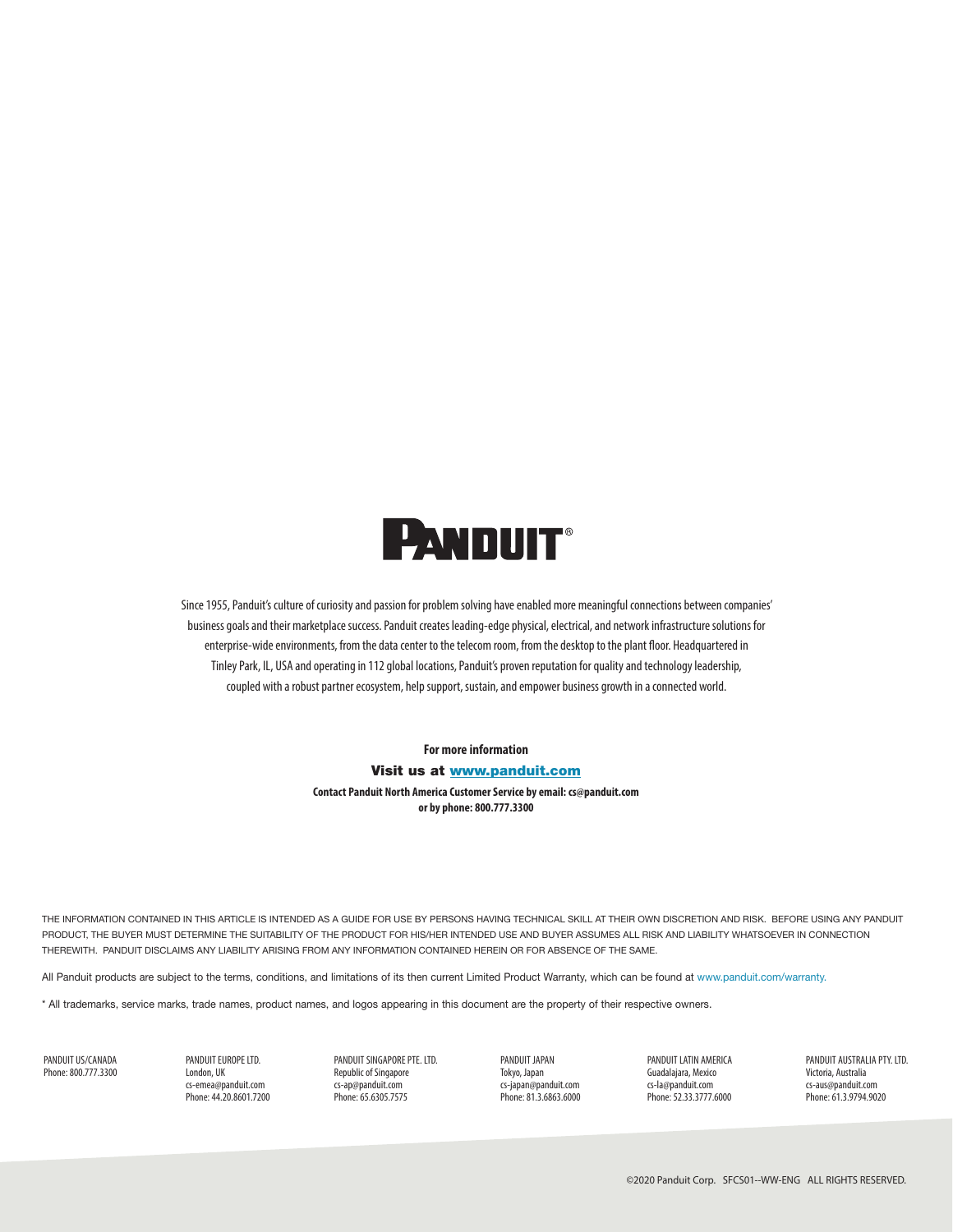# PANDUIT®

Since 1955, Panduit's culture of curiosity and passion for problem solving have enabled more meaningful connections between companies' business goals and their marketplace success. Panduit creates leading-edge physical, electrical, and network infrastructure solutions for enterprise-wide environments, from the data center to the telecom room, from the desktop to the plant floor. Headquartered in Tinley Park, IL, USA and operating in 112 global locations, Panduit's proven reputation for quality and technology leadership, coupled with a robust partner ecosystem, help support, sustain, and empower business growth in a connected world.

**For more information**

**Visit us at [www.panduit.com](http://www.panduit.com)**

**Contact Panduit North America Customer Service by email: cs@panduit.com**
**or by phone: 800.777.3300**

THE INFORMATION CONTAINED IN THIS ARTICLE IS INTENDED AS A GUIDE FOR USE BY PERSONS HAVING TECHNICAL SKILL AT THEIR OWN DISCRETION AND RISK. BEFORE USING ANY PANDUIT PRODUCT, THE BUYER MUST DETERMINE THE SUITABILITY OF THE PRODUCT FOR HIS/HER INTENDED USE AND BUYER ASSUMES ALL RISK AND LIABILITY WHATSOEVER IN CONNECTION THEREWITH. PANDUIT DISCLAIMS ANY LIABILITY ARISING FROM ANY INFORMATION CONTAINED HEREIN OR FOR ABSENCE OF THE SAME.

All Panduit products are subject to the terms, conditions, and limitations of its then current Limited Product Warranty, which can be found at www.panduit.com/warranty.

* All trademarks, service marks, trade names, product names, and logos appearing in this document are the property of their respective owners.

PANDUIT US/CANADA
Phone: 800.777.3300

PANDUIT EUROPE LTD.
London, UK
cs-emea@panduit.com
Phone: 44.20.8601.7200

PANDUIT SINGAPORE PTE. LTD.
Republic of Singapore
cs-ap@panduit.com
Phone: 65.6305.7575

PANDUIT JAPAN
Tokyo, Japan
cs-japan@panduit.com
Phone: 81.3.6863.6000

PANDUIT LATIN AMERICA
Guadalajara, Mexico
cs-la@panduit.com
Phone: 52.33.3777.6000

PANDUIT AUSTRALIA PTY. LTD.
Victoria, Australia
cs-aus@panduit.com
Phone: 61.3.9794.9020

©2020 Panduit Corp. SFCS01--WW-ENG ALL RIGHTS RESERVED.